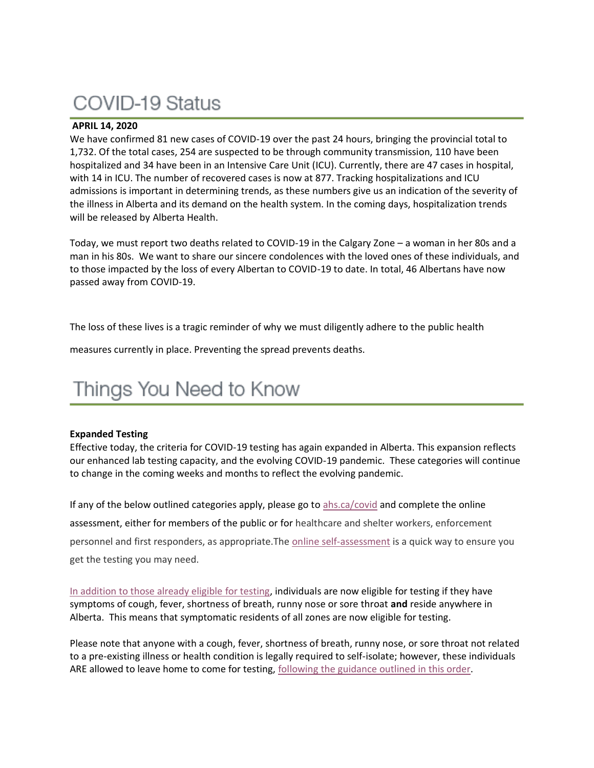# COVID-19 Status

**APRIL 14, 2020**

We have confirmed 81 new cases of COVID-19 over the past 24 hours, bringing the provincial total to 1,732. Of the total cases, 254 are suspected to be through community transmission, 110 have been hospitalized and 34 have been in an Intensive Care Unit (ICU). Currently, there are 47 cases in hospital, with 14 in ICU. The number of recovered cases is now at 877. Tracking hospitalizations and ICU admissions is important in determining trends, as these numbers give us an indication of the severity of the illness in Alberta and its demand on the health system. In the coming days, hospitalization trends will be released by Alberta Health.

Today, we must report two deaths related to COVID-19 in the Calgary Zone – a woman in her 80s and a man in his 80s. We want to share our sincere condolences with the loved ones of these individuals, and to those impacted by the loss of every Albertan to COVID-19 to date. In total, 46 Albertans have now passed away from COVID-19.

The loss of these lives is a tragic reminder of why we must diligently adhere to the public health measures currently in place. Preventing the spread prevents deaths.

# Things You Need to Know

**Expanded Testing**

Effective today, the criteria for COVID-19 testing has again expanded in Alberta. This expansion reflects our enhanced lab testing capacity, and the evolving COVID-19 pandemic. These categories will continue to change in the coming weeks and months to reflect the evolving pandemic.

If any of the below outlined categories apply, please go to ahs.ca/covid and complete the online assessment, either for members of the public or for healthcare and shelter workers, enforcement personnel and first responders, as appropriate.The online self-assessment is a quick way to ensure you get the testing you may need.

In addition to those already eligible for testing, individuals are now eligible for testing if they have symptoms of cough, fever, shortness of breath, runny nose or sore throat **and** reside anywhere in Alberta. This means that symptomatic residents of all zones are now eligible for testing.

Please note that anyone with a cough, fever, shortness of breath, runny nose, or sore throat not related to a pre-existing illness or health condition is legally required to self-isolate; however, these individuals ARE allowed to leave home to come for testing, following the guidance outlined in this order.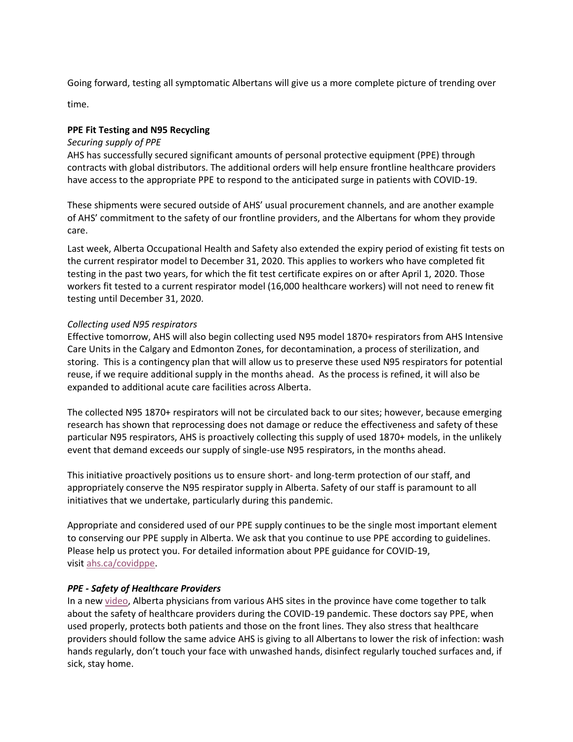Going forward, testing all symptomatic Albertans will give us a more complete picture of trending over time.

**PPE Fit Testing and N95 Recycling**

*Securing supply of PPE*

AHS has successfully secured significant amounts of personal protective equipment (PPE) through contracts with global distributors. The additional orders will help ensure frontline healthcare providers have access to the appropriate PPE to respond to the anticipated surge in patients with COVID-19.

These shipments were secured outside of AHS' usual procurement channels, and are another example of AHS' commitment to the safety of our frontline providers, and the Albertans for whom they provide care.

Last week, Alberta Occupational Health and Safety also extended the expiry period of existing fit tests on the current respirator model to December 31, 2020. This applies to workers who have completed fit testing in the past two years, for which the fit test certificate expires on or after April 1, 2020. Those workers fit tested to a current respirator model (16,000 healthcare workers) will not need to renew fit testing until December 31, 2020.

*Collecting used N95 respirators*

Effective tomorrow, AHS will also begin collecting used N95 model 1870+ respirators from AHS Intensive Care Units in the Calgary and Edmonton Zones, for decontamination, a process of sterilization, and storing. This is a contingency plan that will allow us to preserve these used N95 respirators for potential reuse, if we require additional supply in the months ahead. As the process is refined, it will also be expanded to additional acute care facilities across Alberta.

The collected N95 1870+ respirators will not be circulated back to our sites; however, because emerging research has shown that reprocessing does not damage or reduce the effectiveness and safety of these particular N95 respirators, AHS is proactively collecting this supply of used 1870+ models, in the unlikely event that demand exceeds our supply of single-use N95 respirators, in the months ahead.

This initiative proactively positions us to ensure short- and long-term protection of our staff, and appropriately conserve the N95 respirator supply in Alberta. Safety of our staff is paramount to all initiatives that we undertake, particularly during this pandemic.

Appropriate and considered used of our PPE supply continues to be the single most important element to conserving our PPE supply in Alberta. We ask that you continue to use PPE according to guidelines. Please help us protect you. For detailed information about PPE guidance for COVID-19, visit ahs.ca/covidppe.

***PPE - Safety of Healthcare Providers***

In a new video, Alberta physicians from various AHS sites in the province have come together to talk about the safety of healthcare providers during the COVID-19 pandemic. These doctors say PPE, when used properly, protects both patients and those on the front lines. They also stress that healthcare providers should follow the same advice AHS is giving to all Albertans to lower the risk of infection: wash hands regularly, don't touch your face with unwashed hands, disinfect regularly touched surfaces and, if sick, stay home.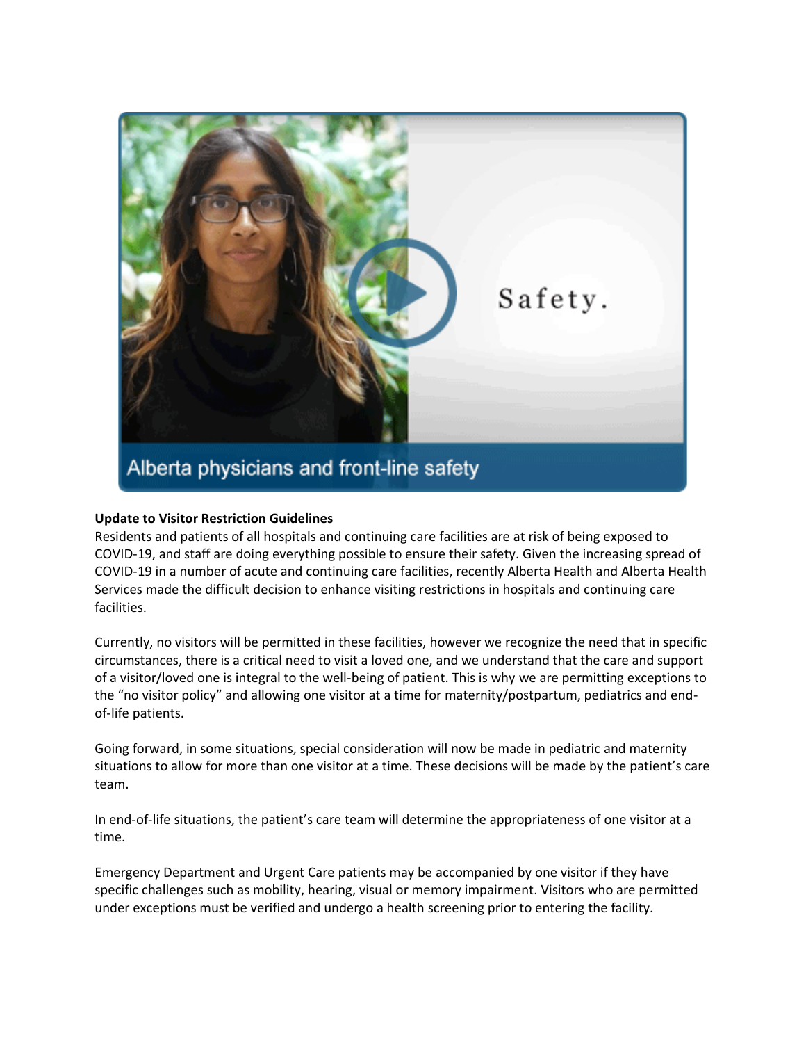**Update to Visitor Restriction Guidelines**

Residents and patients of all hospitals and continuing care facilities are at risk of being exposed to COVID-19, and staff are doing everything possible to ensure their safety. Given the increasing spread of COVID-19 in a number of acute and continuing care facilities, recently Alberta Health and Alberta Health Services made the difficult decision to enhance visiting restrictions in hospitals and continuing care facilities.

Currently, no visitors will be permitted in these facilities, however we recognize the need that in specific circumstances, there is a critical need to visit a loved one, and we understand that the care and support of a visitor/loved one is integral to the well-being of patient. This is why we are permitting exceptions to the "no visitor policy" and allowing one visitor at a time for maternity/postpartum, pediatrics and end-of-life patients.

Going forward, in some situations, special consideration will now be made in pediatric and maternity situations to allow for more than one visitor at a time. These decisions will be made by the patient's care team.

In end-of-life situations, the patient's care team will determine the appropriateness of one visitor at a time.

Emergency Department and Urgent Care patients may be accompanied by one visitor if they have specific challenges such as mobility, hearing, visual or memory impairment. Visitors who are permitted under exceptions must be verified and undergo a health screening prior to entering the facility.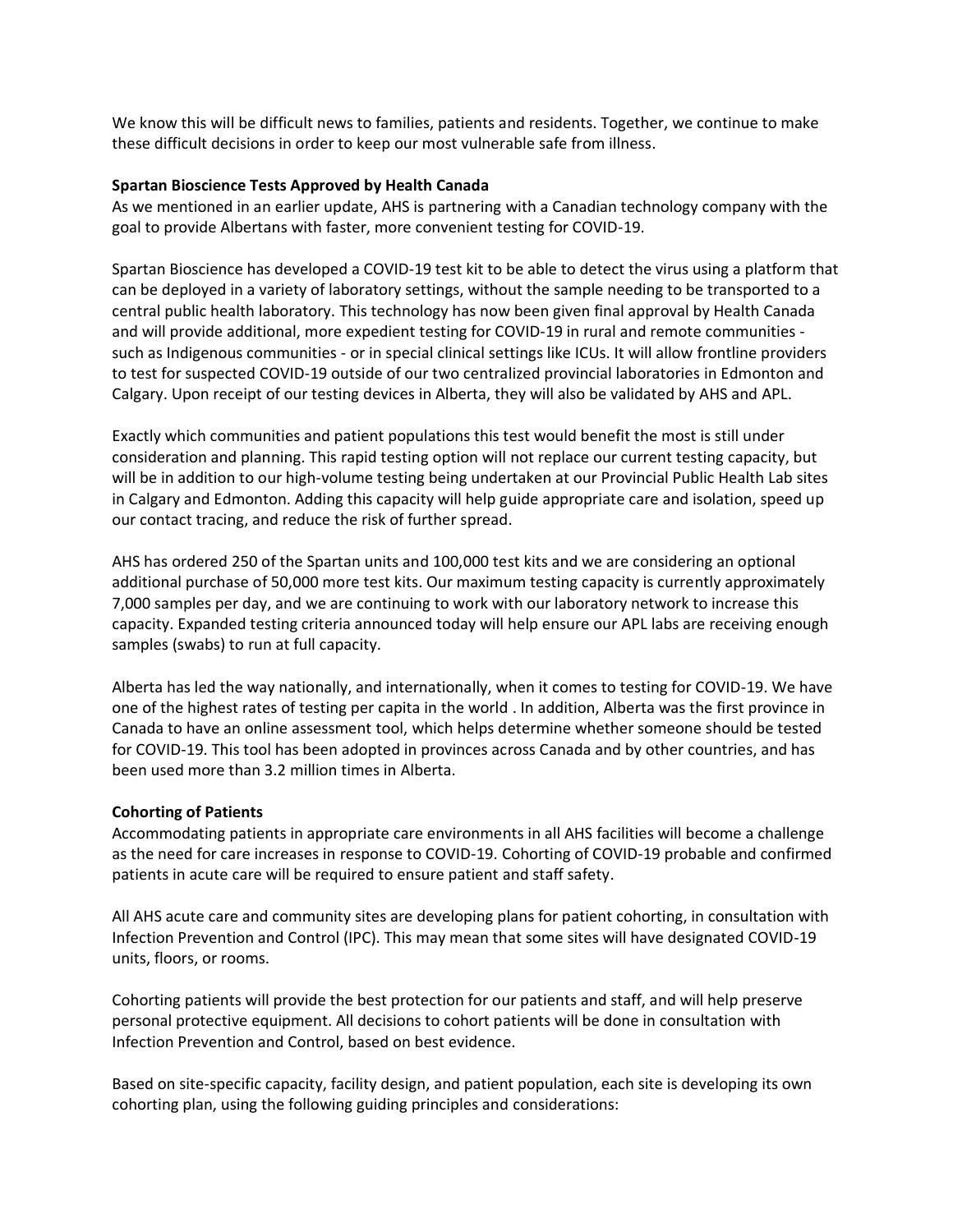We know this will be difficult news to families, patients and residents. Together, we continue to make these difficult decisions in order to keep our most vulnerable safe from illness.

**Spartan Bioscience Tests Approved by Health Canada**

As we mentioned in an earlier update, AHS is partnering with a Canadian technology company with the goal to provide Albertans with faster, more convenient testing for COVID-19.

Spartan Bioscience has developed a COVID-19 test kit to be able to detect the virus using a platform that can be deployed in a variety of laboratory settings, without the sample needing to be transported to a central public health laboratory. This technology has now been given final approval by Health Canada and will provide additional, more expedient testing for COVID-19 in rural and remote communities - such as Indigenous communities - or in special clinical settings like ICUs. It will allow frontline providers to test for suspected COVID-19 outside of our two centralized provincial laboratories in Edmonton and Calgary. Upon receipt of our testing devices in Alberta, they will also be validated by AHS and APL.

Exactly which communities and patient populations this test would benefit the most is still under consideration and planning. This rapid testing option will not replace our current testing capacity, but will be in addition to our high-volume testing being undertaken at our Provincial Public Health Lab sites in Calgary and Edmonton. Adding this capacity will help guide appropriate care and isolation, speed up our contact tracing, and reduce the risk of further spread.

AHS has ordered 250 of the Spartan units and 100,000 test kits and we are considering an optional additional purchase of 50,000 more test kits. Our maximum testing capacity is currently approximately 7,000 samples per day, and we are continuing to work with our laboratory network to increase this capacity. Expanded testing criteria announced today will help ensure our APL labs are receiving enough samples (swabs) to run at full capacity.

Alberta has led the way nationally, and internationally, when it comes to testing for COVID-19. We have one of the highest rates of testing per capita in the world . In addition, Alberta was the first province in Canada to have an online assessment tool, which helps determine whether someone should be tested for COVID-19. This tool has been adopted in provinces across Canada and by other countries, and has been used more than 3.2 million times in Alberta.

**Cohorting of Patients**

Accommodating patients in appropriate care environments in all AHS facilities will become a challenge as the need for care increases in response to COVID-19. Cohorting of COVID-19 probable and confirmed patients in acute care will be required to ensure patient and staff safety.

All AHS acute care and community sites are developing plans for patient cohorting, in consultation with Infection Prevention and Control (IPC). This may mean that some sites will have designated COVID-19 units, floors, or rooms.

Cohorting patients will provide the best protection for our patients and staff, and will help preserve personal protective equipment. All decisions to cohort patients will be done in consultation with Infection Prevention and Control, based on best evidence.

Based on site-specific capacity, facility design, and patient population, each site is developing its own cohorting plan, using the following guiding principles and considerations: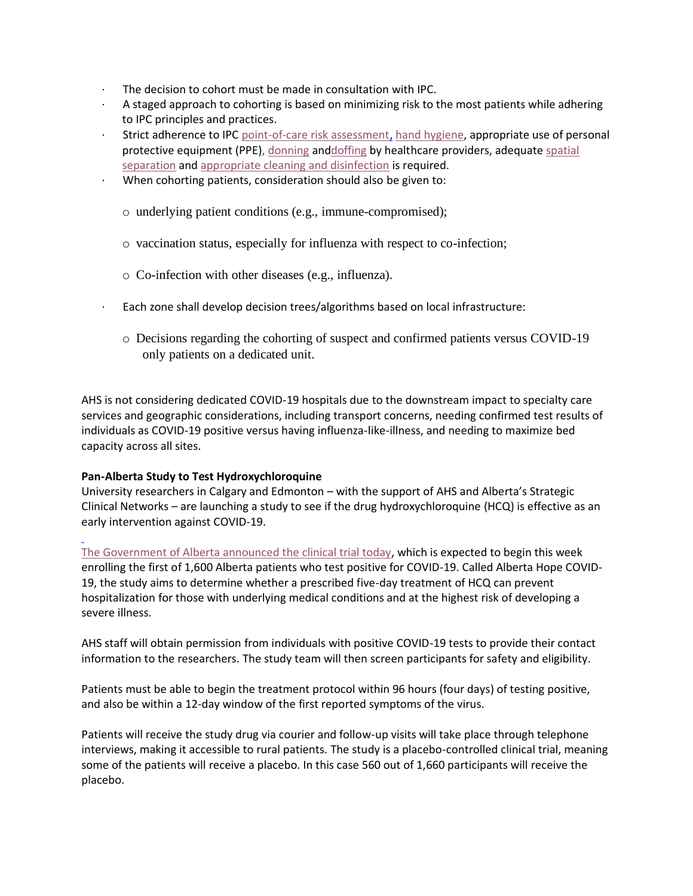- The decision to cohort must be made in consultation with IPC.
- A staged approach to cohorting is based on minimizing risk to the most patients while adhering to IPC principles and practices.
- Strict adherence to IPC point-of-care risk assessment, hand hygiene, appropriate use of personal protective equipment (PPE), donning anddoffing by healthcare providers, adequate spatial separation and appropriate cleaning and disinfection is required.
- When cohorting patients, consideration should also be given to:
  - underlying patient conditions (e.g., immune-compromised);
  - vaccination status, especially for influenza with respect to co-infection;
  - Co-infection with other diseases (e.g., influenza).
- Each zone shall develop decision trees/algorithms based on local infrastructure:
  - Decisions regarding the cohorting of suspect and confirmed patients versus COVID-19 only patients on a dedicated unit.

AHS is not considering dedicated COVID-19 hospitals due to the downstream impact to specialty care services and geographic considerations, including transport concerns, needing confirmed test results of individuals as COVID-19 positive versus having influenza-like-illness, and needing to maximize bed capacity across all sites.

**Pan-Alberta Study to Test Hydroxychloroquine**

University researchers in Calgary and Edmonton – with the support of AHS and Alberta's Strategic Clinical Networks – are launching a study to see if the drug hydroxychloroquine (HCQ) is effective as an early intervention against COVID-19.

The Government of Alberta announced the clinical trial today, which is expected to begin this week enrolling the first of 1,600 Alberta patients who test positive for COVID-19. Called Alberta Hope COVID-19, the study aims to determine whether a prescribed five-day treatment of HCQ can prevent hospitalization for those with underlying medical conditions and at the highest risk of developing a severe illness.

AHS staff will obtain permission from individuals with positive COVID-19 tests to provide their contact information to the researchers. The study team will then screen participants for safety and eligibility.

Patients must be able to begin the treatment protocol within 96 hours (four days) of testing positive, and also be within a 12-day window of the first reported symptoms of the virus.

Patients will receive the study drug via courier and follow-up visits will take place through telephone interviews, making it accessible to rural patients. The study is a placebo-controlled clinical trial, meaning some of the patients will receive a placebo. In this case 560 out of 1,660 participants will receive the placebo.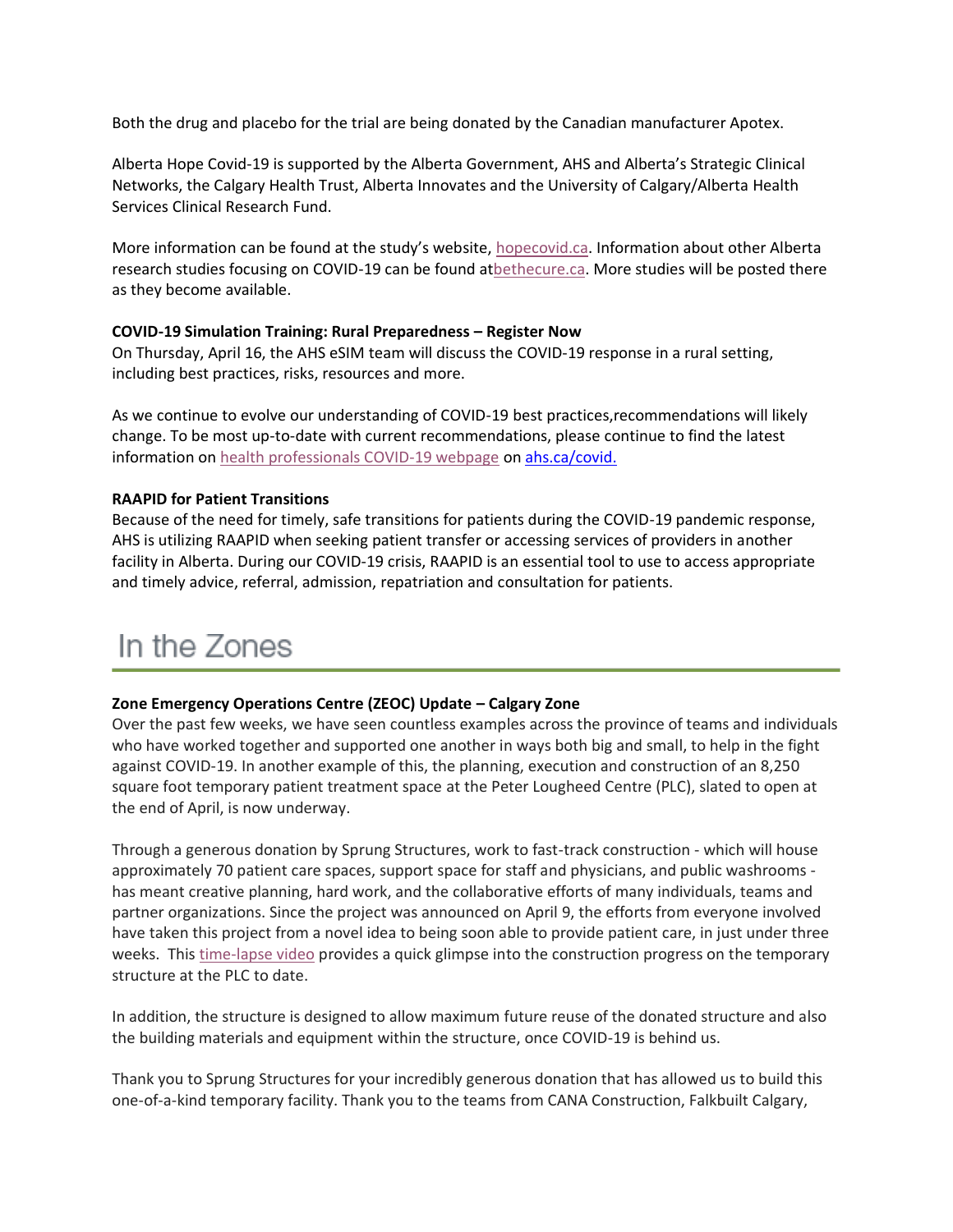Both the drug and placebo for the trial are being donated by the Canadian manufacturer Apotex.

Alberta Hope Covid-19 is supported by the Alberta Government, AHS and Alberta's Strategic Clinical Networks, the Calgary Health Trust, Alberta Innovates and the University of Calgary/Alberta Health Services Clinical Research Fund.

More information can be found at the study's website, hopecovid.ca. Information about other Alberta research studies focusing on COVID-19 can be found atbethecure.ca. More studies will be posted there as they become available.

**COVID-19 Simulation Training: Rural Preparedness – Register Now**
On Thursday, April 16, the AHS eSIM team will discuss the COVID-19 response in a rural setting, including best practices, risks, resources and more.

As we continue to evolve our understanding of COVID-19 best practices,recommendations will likely change. To be most up-to-date with current recommendations, please continue to find the latest information on health professionals COVID-19 webpage on ahs.ca/covid.

**RAAPID for Patient Transitions**
Because of the need for timely, safe transitions for patients during the COVID-19 pandemic response, AHS is utilizing RAAPID when seeking patient transfer or accessing services of providers in another facility in Alberta. During our COVID-19 crisis, RAAPID is an essential tool to use to access appropriate and timely advice, referral, admission, repatriation and consultation for patients.

# In the Zones

**Zone Emergency Operations Centre (ZEOC) Update – Calgary Zone**
Over the past few weeks, we have seen countless examples across the province of teams and individuals who have worked together and supported one another in ways both big and small, to help in the fight against COVID-19. In another example of this, the planning, execution and construction of an 8,250 square foot temporary patient treatment space at the Peter Lougheed Centre (PLC), slated to open at the end of April, is now underway.

Through a generous donation by Sprung Structures, work to fast-track construction - which will house approximately 70 patient care spaces, support space for staff and physicians, and public washrooms - has meant creative planning, hard work, and the collaborative efforts of many individuals, teams and partner organizations. Since the project was announced on April 9, the efforts from everyone involved have taken this project from a novel idea to being soon able to provide patient care, in just under three weeks. This time-lapse video provides a quick glimpse into the construction progress on the temporary structure at the PLC to date.

In addition, the structure is designed to allow maximum future reuse of the donated structure and also the building materials and equipment within the structure, once COVID-19 is behind us.

Thank you to Sprung Structures for your incredibly generous donation that has allowed us to build this one-of-a-kind temporary facility. Thank you to the teams from CANA Construction, Falkbuilt Calgary,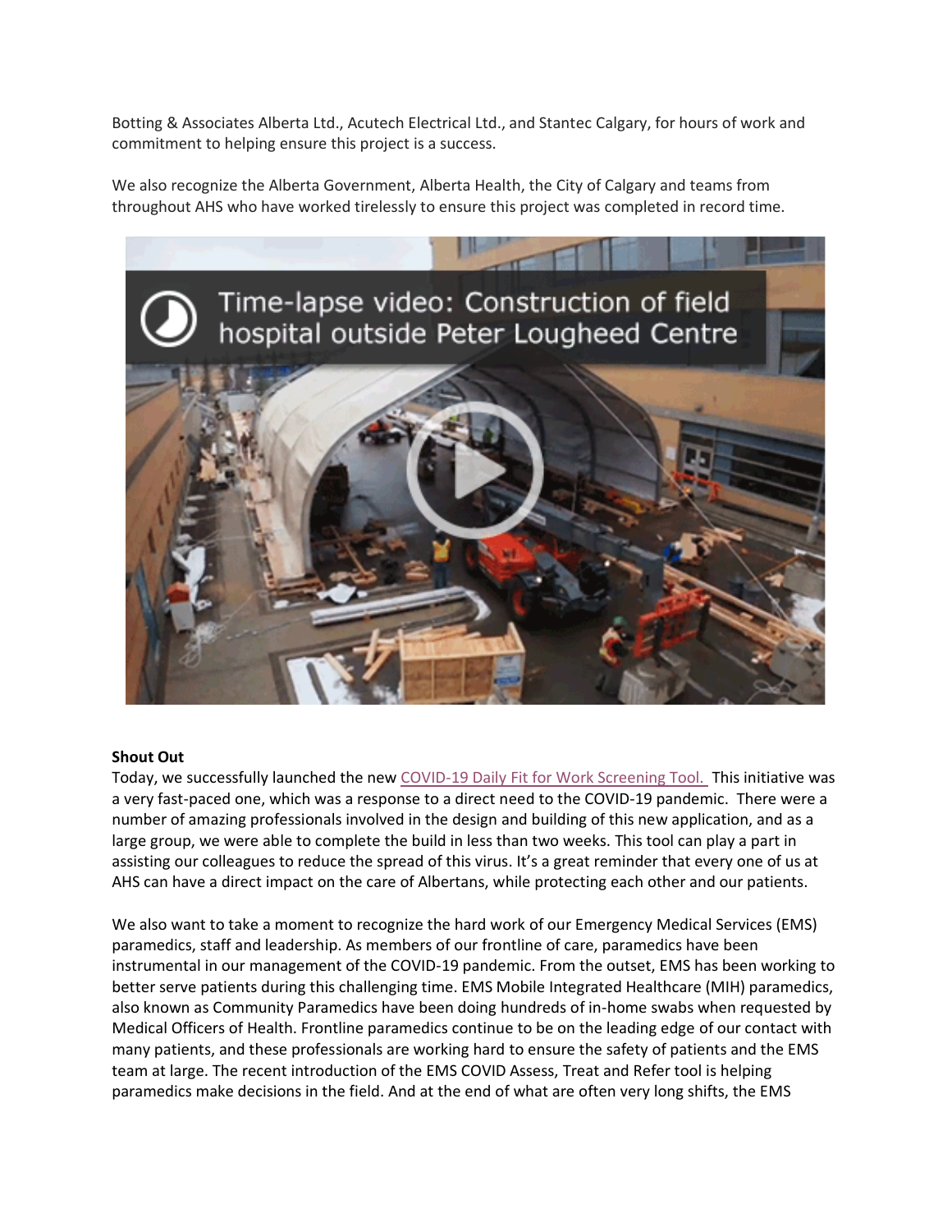Botting & Associates Alberta Ltd., Acutech Electrical Ltd., and Stantec Calgary, for hours of work and commitment to helping ensure this project is a success.

We also recognize the Alberta Government, Alberta Health, the City of Calgary and teams from throughout AHS who have worked tirelessly to ensure this project was completed in record time.

Time-lapse video: Construction of field hospital outside Peter Lougheed Centre

**Shout Out**

Today, we successfully launched the new COVID-19 Daily Fit for Work Screening Tool. This initiative was a very fast-paced one, which was a response to a direct need to the COVID-19 pandemic. There were a number of amazing professionals involved in the design and building of this new application, and as a large group, we were able to complete the build in less than two weeks. This tool can play a part in assisting our colleagues to reduce the spread of this virus. It's a great reminder that every one of us at AHS can have a direct impact on the care of Albertans, while protecting each other and our patients.

We also want to take a moment to recognize the hard work of our Emergency Medical Services (EMS) paramedics, staff and leadership. As members of our frontline of care, paramedics have been instrumental in our management of the COVID-19 pandemic. From the outset, EMS has been working to better serve patients during this challenging time. EMS Mobile Integrated Healthcare (MIH) paramedics, also known as Community Paramedics have been doing hundreds of in-home swabs when requested by Medical Officers of Health. Frontline paramedics continue to be on the leading edge of our contact with many patients, and these professionals are working hard to ensure the safety of patients and the EMS team at large. The recent introduction of the EMS COVID Assess, Treat and Refer tool is helping paramedics make decisions in the field. And at the end of what are often very long shifts, the EMS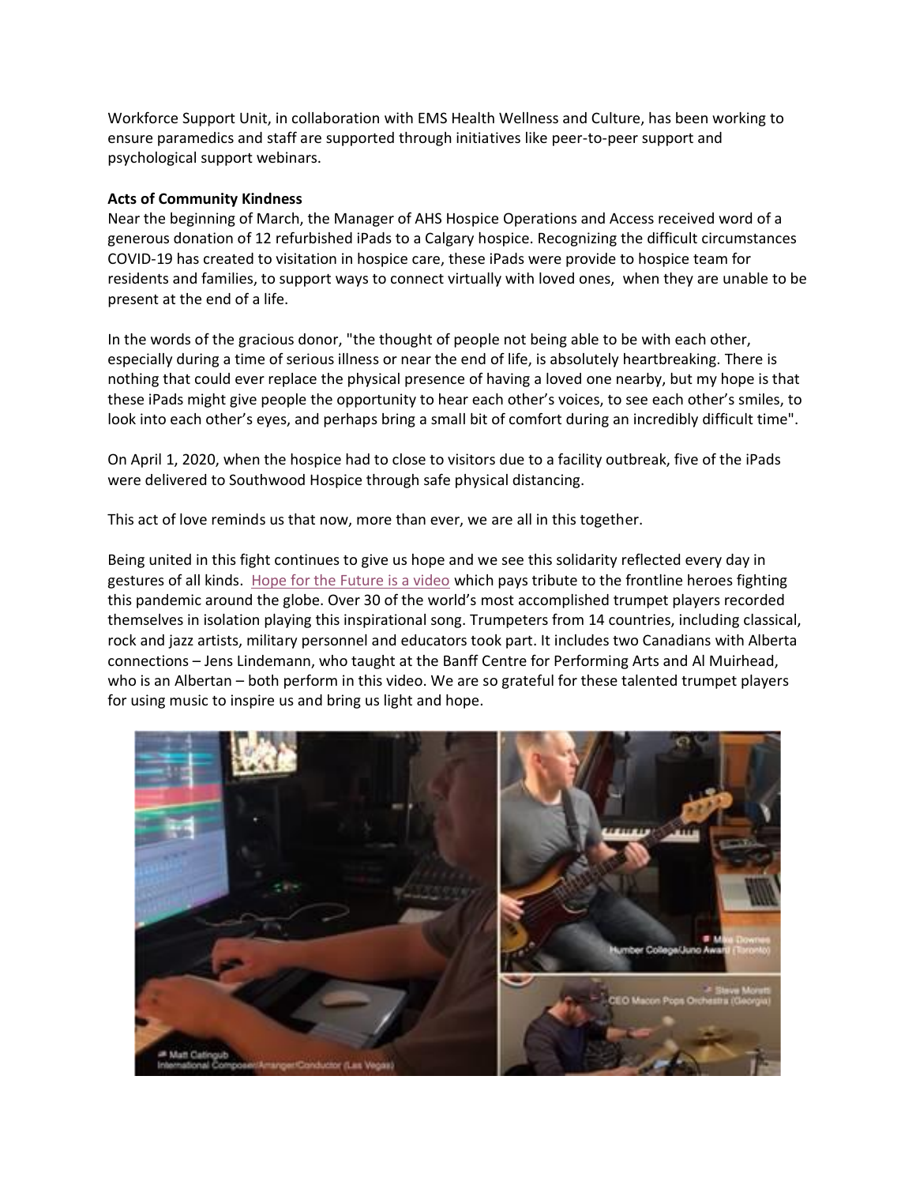Workforce Support Unit, in collaboration with EMS Health Wellness and Culture, has been working to ensure paramedics and staff are supported through initiatives like peer-to-peer support and psychological support webinars.

**Acts of Community Kindness**

Near the beginning of March, the Manager of AHS Hospice Operations and Access received word of a generous donation of 12 refurbished iPads to a Calgary hospice. Recognizing the difficult circumstances COVID-19 has created to visitation in hospice care, these iPads were provide to hospice team for residents and families, to support ways to connect virtually with loved ones, when they are unable to be present at the end of a life.

In the words of the gracious donor, "the thought of people not being able to be with each other, especially during a time of serious illness or near the end of life, is absolutely heartbreaking. There is nothing that could ever replace the physical presence of having a loved one nearby, but my hope is that these iPads might give people the opportunity to hear each other's voices, to see each other's smiles, to look into each other's eyes, and perhaps bring a small bit of comfort during an incredibly difficult time".

On April 1, 2020, when the hospice had to close to visitors due to a facility outbreak, five of the iPads were delivered to Southwood Hospice through safe physical distancing.

This act of love reminds us that now, more than ever, we are all in this together.

Being united in this fight continues to give us hope and we see this solidarity reflected every day in gestures of all kinds. Hope for the Future is a video which pays tribute to the frontline heroes fighting this pandemic around the globe. Over 30 of the world's most accomplished trumpet players recorded themselves in isolation playing this inspirational song. Trumpeters from 14 countries, including classical, rock and jazz artists, military personnel and educators took part. It includes two Canadians with Alberta connections – Jens Lindemann, who taught at the Banff Centre for Performing Arts and Al Muirhead, who is an Albertan – both perform in this video. We are so grateful for these talented trumpet players for using music to inspire us and bring us light and hope.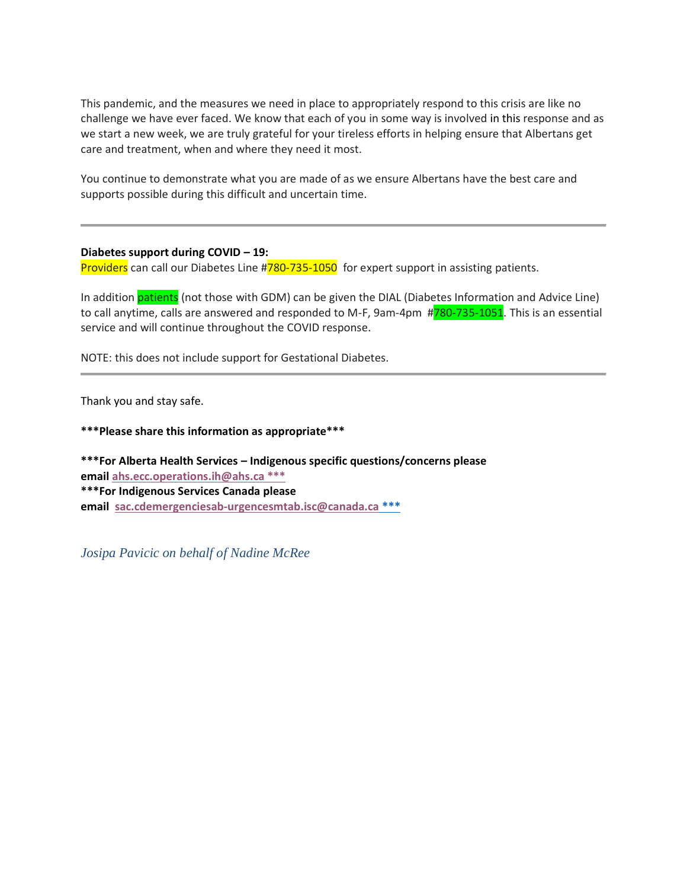This pandemic, and the measures we need in place to appropriately respond to this crisis are like no challenge we have ever faced. We know that each of you in some way is involved in this response and as we start a new week, we are truly grateful for your tireless efforts in helping ensure that Albertans get care and treatment, when and where they need it most.

You continue to demonstrate what you are made of as we ensure Albertans have the best care and supports possible during this difficult and uncertain time.

---

**Diabetes support during COVID – 19:**
Providers can call our Diabetes Line #780-735-1050 for expert support in assisting patients.

In addition patients (not those with GDM) can be given the DIAL (Diabetes Information and Advice Line) to call anytime, calls are answered and responded to M-F, 9am-4pm #780-735-1051. This is an essential service and will continue throughout the COVID response.

NOTE: this does not include support for Gestational Diabetes.

---

Thank you and stay safe.

***\*\*\*Please share this information as appropriate\*\*\****

**\*\*\*For Alberta Health Services – Indigenous specific questions/concerns please email ahs.ecc.operations.ih@ahs.ca \*\*\***
**\*\*\*For Indigenous Services Canada please email sac.cdemergenciesab-urgencesmtab.isc@canada.ca \*\*\***

*Josipa Pavicic on behalf of Nadine McRee*